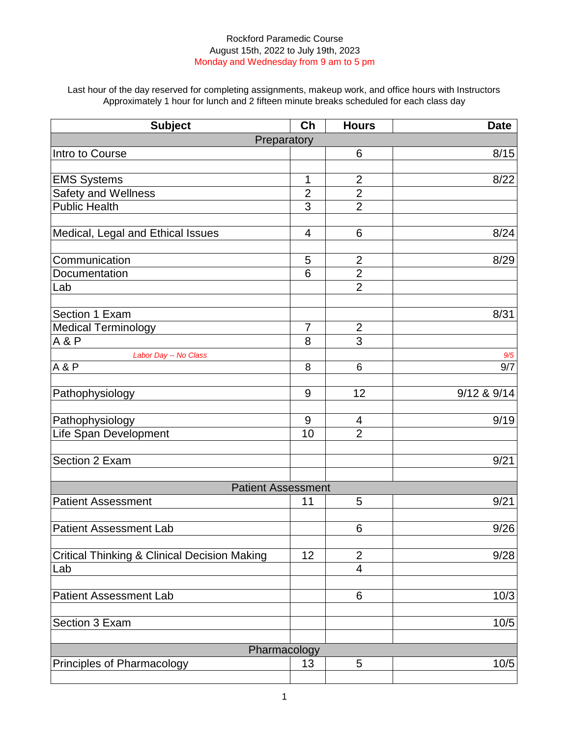Rockford Paramedic Course
August 15th, 2022 to July 19th, 2023
Monday and Wednesday from 9 am to 5 pm

Last hour of the day reserved for completing assignments, makeup work, and office hours with Instructors
Approximately 1 hour for lunch and 2 fifteen minute breaks scheduled for each class day

| Subject | Ch | Hours | Date |
|---|---|---|---|
| Preparatory | | | |
| Intro to Course | | 6 | 8/15 |
| | | | |
| EMS Systems | 1 | 2 | 8/22 |
| Safety and Wellness | 2 | 2 | |
| Public Health | 3 | 2 | |
| | | | |
| Medical, Legal and Ethical Issues | 4 | 6 | 8/24 |
| | | | |
| Communication | 5 | 2 | 8/29 |
| Documentation | 6 | 2 | |
| Lab | | 2 | |
| | | | |
| Section 1 Exam | | | 8/31 |
| Medical Terminology | 7 | 2 | |
| A & P | 8 | 3 | |
| *Labor Day -- No Class* | | | *9/5* |
| A & P | 8 | 6 | 9/7 |
| | | | |
| Pathophysiology | 9 | 12 | 9/12 & 9/14 |
| | | | |
| Pathophysiology | 9 | 4 | 9/19 |
| Life Span Development | 10 | 2 | |
| | | | |
| Section 2 Exam | | | 9/21 |
| | | | |
| Patient Assessment | | | |
| Patient Assessment | 11 | 5 | 9/21 |
| | | | |
| Patient Assessment Lab | | 6 | 9/26 |
| | | | |
| Critical Thinking & Clinical Decision Making | 12 | 2 | 9/28 |
| Lab | | 4 | |
| | | | |
| Patient Assessment Lab | | 6 | 10/3 |
| | | | |
| Section 3 Exam | | | 10/5 |
| | | | |
| Pharmacology | | | |
| Principles of Pharmacology | 13 | 5 | 10/5 |
| | | | |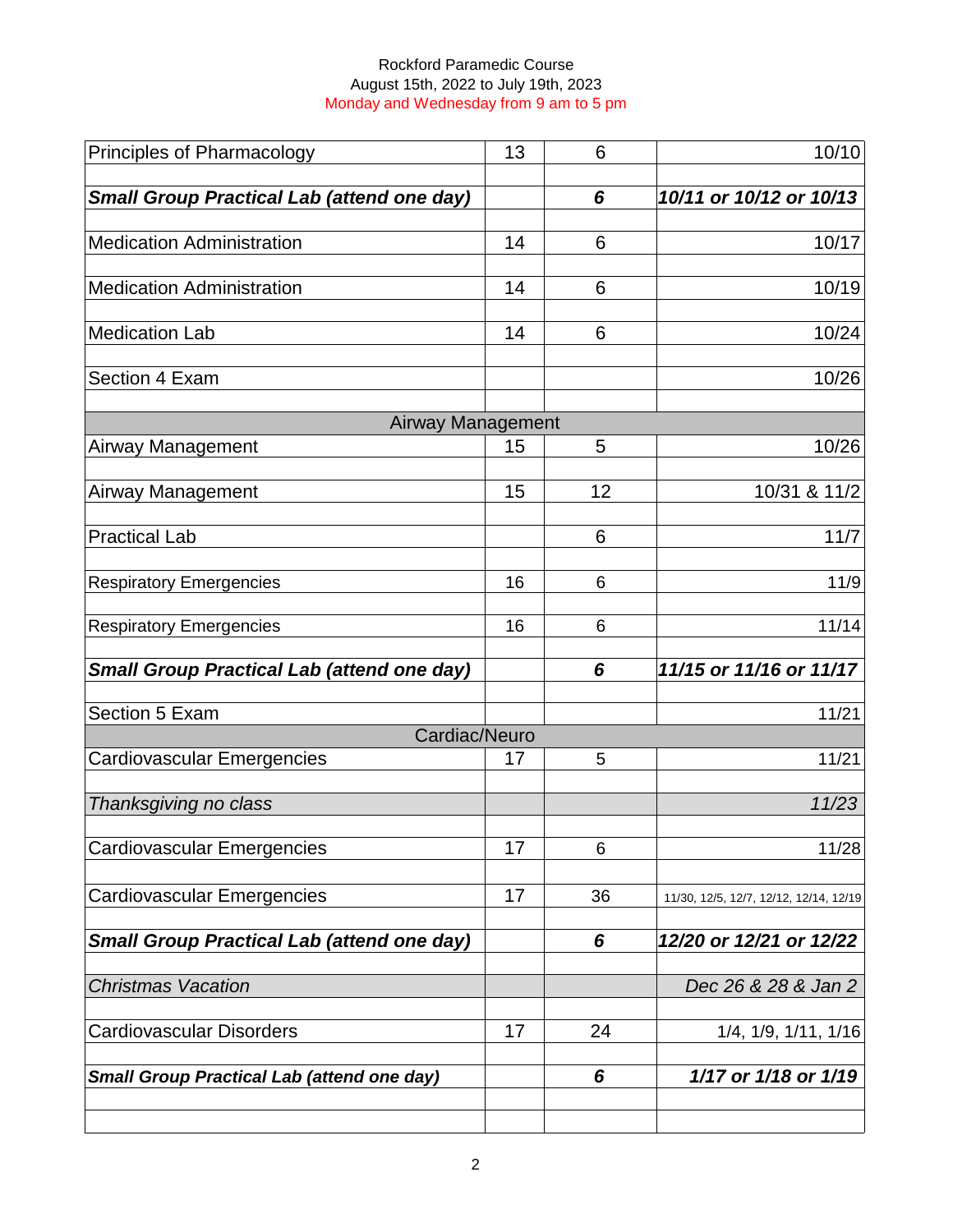Rockford Paramedic Course
August 15th, 2022 to July 19th, 2023
Monday and Wednesday from 9 am to 5 pm

| | | | |
|---|---|---|---|
| Principles of Pharmacology | 13 | 6 | 10/10 |
| ***Small Group Practical Lab (attend one day)*** | | ***6*** | ***10/11 or 10/12 or 10/13*** |
| Medication Administration | 14 | 6 | 10/17 |
| Medication Administration | 14 | 6 | 10/19 |
| Medication Lab | 14 | 6 | 10/24 |
| Section 4 Exam | | | 10/26 |
| **Airway Management** | | | |
| Airway Management | 15 | 5 | 10/26 |
| Airway Management | 15 | 12 | 10/31 & 11/2 |
| Practical Lab | | 6 | 11/7 |
| Respiratory Emergencies | 16 | 6 | 11/9 |
| Respiratory Emergencies | 16 | 6 | 11/14 |
| ***Small Group Practical Lab (attend one day)*** | | ***6*** | ***11/15 or 11/16 or 11/17*** |
| Section 5 Exam | | | 11/21 |
| **Cardiac/Neuro** | | | |
| Cardiovascular Emergencies | 17 | 5 | 11/21 |
| *Thanksgiving no class* | | | *11/23* |
| Cardiovascular Emergencies | 17 | 6 | 11/28 |
| Cardiovascular Emergencies | 17 | 36 | 11/30, 12/5, 12/7, 12/12, 12/14, 12/19 |
| ***Small Group Practical Lab (attend one day)*** | | ***6*** | ***12/20 or 12/21 or 12/22*** |
| *Christmas Vacation* | | | *Dec 26 & 28 & Jan 2* |
| Cardiovascular Disorders | 17 | 24 | 1/4, 1/9, 1/11, 1/16 |
| ***Small Group Practical Lab (attend one day)*** | | ***6*** | ***1/17 or 1/18 or 1/19*** |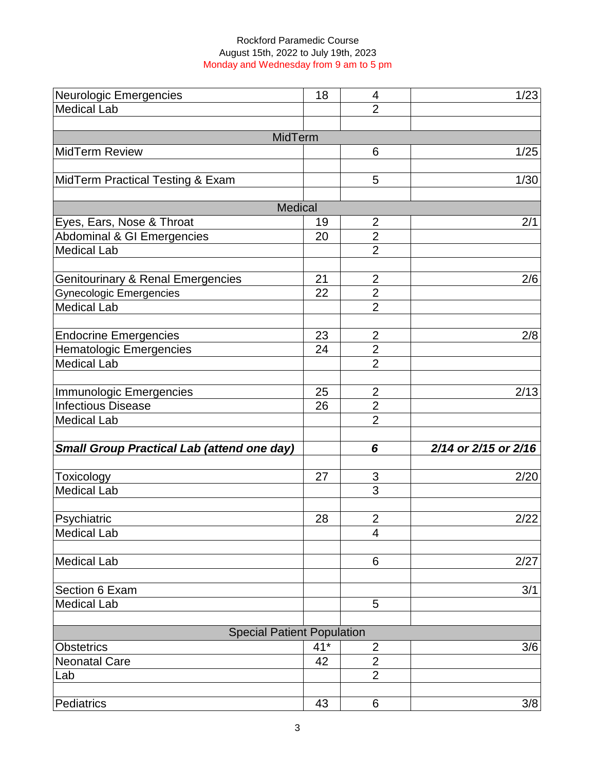Rockford Paramedic Course
August 15th, 2022 to July 19th, 2023
Monday and Wednesday from 9 am to 5 pm

| | | | |
|---|---|---|---|
| Neurologic Emergencies | 18 | 4 | 1/23 |
| Medical Lab | | 2 | |
| | | | |
| MidTerm | | | |
| MidTerm Review | | 6 | 1/25 |
| | | | |
| MidTerm Practical Testing & Exam | | 5 | 1/30 |
| | | | |
| Medical | | | |
| Eyes, Ears, Nose & Throat | 19 | 2 | 2/1 |
| Abdominal & GI Emergencies | 20 | 2 | |
| Medical Lab | | 2 | |
| | | | |
| Genitourinary & Renal Emergencies | 21 | 2 | 2/6 |
| Gynecologic Emergencies | 22 | 2 | |
| Medical Lab | | 2 | |
| | | | |
| Endocrine Emergencies | 23 | 2 | 2/8 |
| Hematologic Emergencies | 24 | 2 | |
| Medical Lab | | 2 | |
| | | | |
| Immunologic Emergencies | 25 | 2 | 2/13 |
| Infectious Disease | 26 | 2 | |
| Medical Lab | | 2 | |
| | | | |
| ***Small Group Practical Lab (attend one day)*** | | ***6*** | ***2/14 or 2/15 or 2/16*** |
| | | | |
| Toxicology | 27 | 3 | 2/20 |
| Medical Lab | | 3 | |
| | | | |
| Psychiatric | 28 | 2 | 2/22 |
| Medical Lab | | 4 | |
| | | | |
| Medical Lab | | 6 | 2/27 |
| | | | |
| Section 6 Exam | | | 3/1 |
| Medical Lab | | 5 | |
| | | | |
| Special Patient Population | | | |
| Obstetrics | 41* | 2 | 3/6 |
| Neonatal Care | 42 | 2 | |
| Lab | | 2 | |
| | | | |
| Pediatrics | 43 | 6 | 3/8 |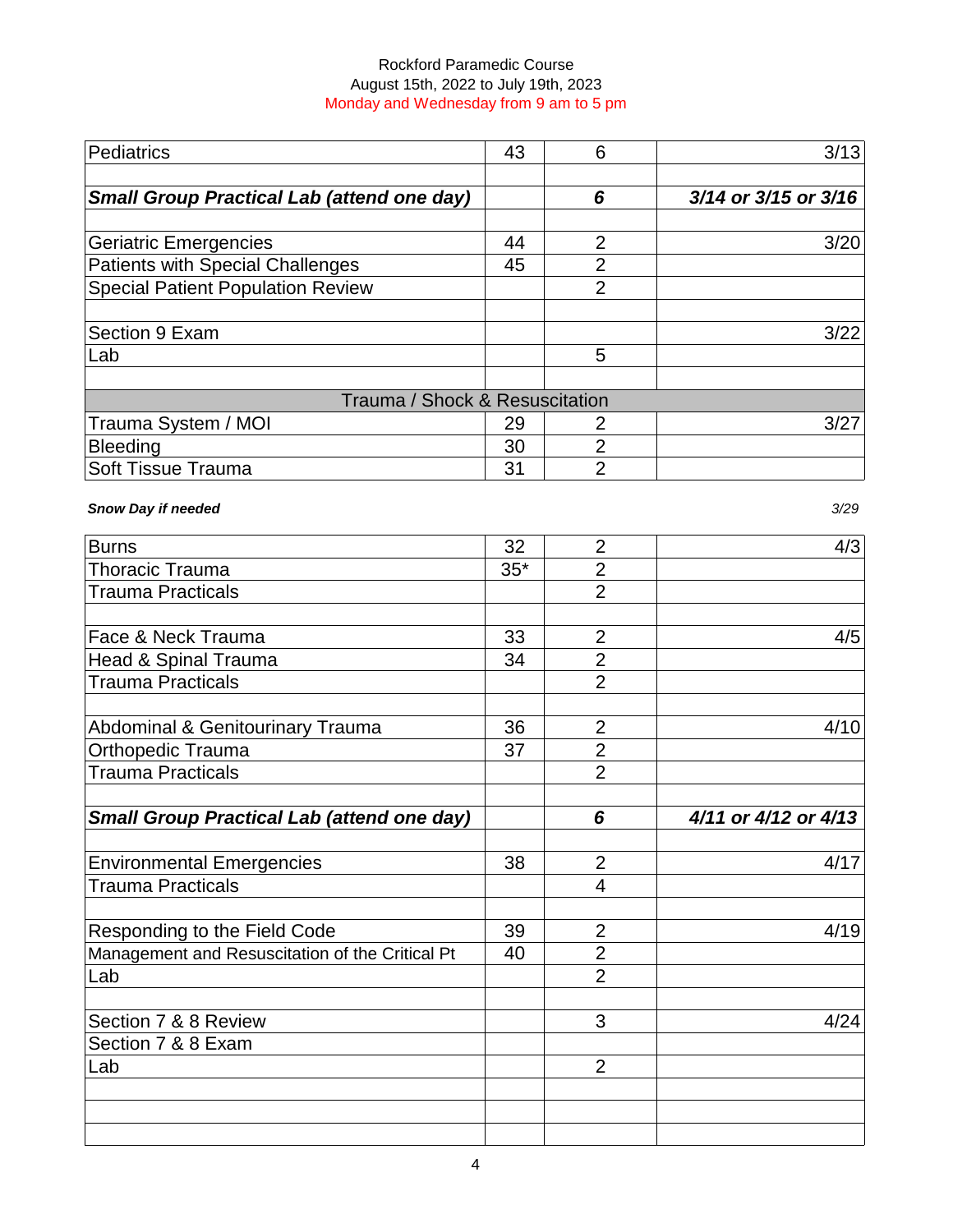Rockford Paramedic Course

August 15th, 2022 to July 19th, 2023

Monday and Wednesday from 9 am to 5 pm

| Topic | Chapter | Hours | Date |
|---|---|---|---|
| Pediatrics | 43 | 6 | 3/13 |
| | | | |
| ***Small Group Practical Lab (attend one day)*** | | ***6*** | ***3/14 or 3/15 or 3/16*** |
| | | | |
| Geriatric Emergencies | 44 | 2 | 3/20 |
| Patients with Special Challenges | 45 | 2 | |
| Special Patient Population Review | | 2 | |
| | | | |
| Section 9 Exam | | | 3/22 |
| Lab | | 5 | |
| | | | |
| Trauma / Shock & Resuscitation | | | |
| Trauma System / MOI | 29 | 2 | 3/27 |
| Bleeding | 30 | 2 | |
| Soft Tissue Trauma | 31 | 2 | |

***Snow Day if needed*** *3/29*

| Topic | Chapter | Hours | Date |
|---|---|---|---|
| Burns | 32 | 2 | 4/3 |
| Thoracic Trauma | 35* | 2 | |
| Trauma Practicals | | 2 | |
| | | | |
| Face & Neck Trauma | 33 | 2 | 4/5 |
| Head & Spinal Trauma | 34 | 2 | |
| Trauma Practicals | | 2 | |
| | | | |
| Abdominal & Genitourinary Trauma | 36 | 2 | 4/10 |
| Orthopedic Trauma | 37 | 2 | |
| Trauma Practicals | | 2 | |
| | | | |
| ***Small Group Practical Lab (attend one day)*** | | ***6*** | ***4/11 or 4/12 or 4/13*** |
| | | | |
| Environmental Emergencies | 38 | 2 | 4/17 |
| Trauma Practicals | | 4 | |
| | | | |
| Responding to the Field Code | 39 | 2 | 4/19 |
| Management and Resuscitation of the Critical Pt | 40 | 2 | |
| Lab | | 2 | |
| | | | |
| Section 7 & 8 Review | | 3 | 4/24 |
| Section 7 & 8 Exam | | | |
| Lab | | 2 | |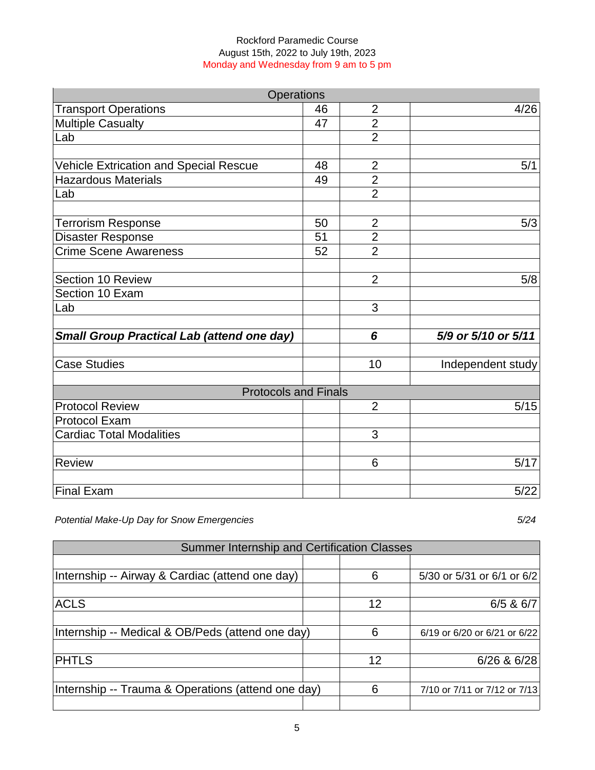Rockford Paramedic Course
August 15th, 2022 to July 19th, 2023
Monday and Wednesday from 9 am to 5 pm

| Operations | | | |
|---|---|---|---|
| Transport Operations | 46 | 2 | 4/26 |
| Multiple Casualty | 47 | 2 | |
| Lab | | 2 | |
| | | | |
| Vehicle Extrication and Special Rescue | 48 | 2 | 5/1 |
| Hazardous Materials | 49 | 2 | |
| Lab | | 2 | |
| | | | |
| Terrorism Response | 50 | 2 | 5/3 |
| Disaster Response | 51 | 2 | |
| Crime Scene Awareness | 52 | 2 | |
| | | | |
| Section 10 Review | | 2 | 5/8 |
| Section 10 Exam | | | |
| Lab | | 3 | |
| | | | |
| ***Small Group Practical Lab (attend one day)*** | | ***6*** | ***5/9 or 5/10 or 5/11*** |
| | | | |
| Case Studies | | 10 | Independent study |
| | | | |
| **Protocols and Finals** | | | |
| Protocol Review | | 2 | 5/15 |
| Protocol Exam | | | |
| Cardiac Total Modalities | | 3 | |
| | | | |
| Review | | 6 | 5/17 |
| | | | |
| Final Exam | | | 5/22 |

*Potential Make-Up Day for Snow Emergencies* *5/24*

| Summer Internship and Certification Classes | | | |
|---|---|---|---|
| | | | |
| Internship -- Airway & Cardiac (attend one day) | | 6 | 5/30 or 5/31 or 6/1 or 6/2 |
| | | | |
| ACLS | | 12 | 6/5 & 6/7 |
| | | | |
| Internship -- Medical & OB/Peds (attend one day) | | 6 | 6/19 or 6/20 or 6/21 or 6/22 |
| | | | |
| PHTLS | | 12 | 6/26 & 6/28 |
| | | | |
| Internship -- Trauma & Operations (attend one day) | | 6 | 7/10 or 7/11 or 7/12 or 7/13 |
| | | | |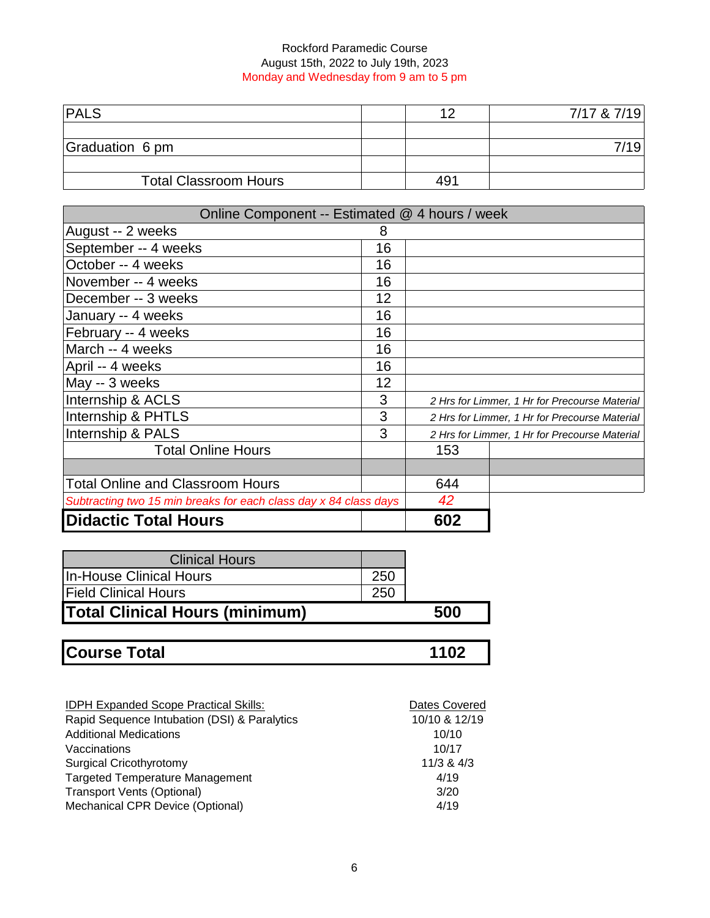Rockford Paramedic Course
August 15th, 2022 to July 19th, 2023
Monday and Wednesday from 9 am to 5 pm

| | | | |
|---|---|---|---|
| PALS | | 12 | 7/17 & 7/19 |
| | | | |
| Graduation 6 pm | | | 7/19 |
| | | | |
| Total Classroom Hours | | 491 | |

| Online Component -- Estimated @ 4 hours / week | | | |
|---|---|---|---|
| August -- 2 weeks | 8 | | |
| September -- 4 weeks | 16 | | |
| October -- 4 weeks | 16 | | |
| November -- 4 weeks | 16 | | |
| December -- 3 weeks | 12 | | |
| January -- 4 weeks | 16 | | |
| February -- 4 weeks | 16 | | |
| March -- 4 weeks | 16 | | |
| April -- 4 weeks | 16 | | |
| May -- 3 weeks | 12 | | |
| Internship & ACLS | 3 | *2 Hrs for Limmer, 1 Hr for Precourse Material* | |
| Internship & PHTLS | 3 | *2 Hrs for Limmer, 1 Hr for Precourse Material* | |
| Internship & PALS | 3 | *2 Hrs for Limmer, 1 Hr for Precourse Material* | |
| Total Online Hours | | 153 | |
| | | | |
| Total Online and Classroom Hours | | 644 | |
| *Subtracting two 15 min breaks for each class day x 84 class days* | | *42* | |
| **Didactic Total Hours** | | **602** | |

| Clinical Hours | | |
|---|---|---|
| In-House Clinical Hours | 250 | |
| Field Clinical Hours | 250 | |
| **Total Clinical Hours (minimum)** | | **500** |

| | |
|---|---|
| **Course Total** | **1102** |

| IDPH Expanded Scope Practical Skills: | Dates Covered |
|---|---|
| Rapid Sequence Intubation (DSI) & Paralytics | 10/10 & 12/19 |
| Additional Medications | 10/10 |
| Vaccinations | 10/17 |
| Surgical Cricothyrotomy | 11/3 & 4/3 |
| Targeted Temperature Management | 4/19 |
| Transport Vents (Optional) | 3/20 |
| Mechanical CPR Device (Optional) | 4/19 |